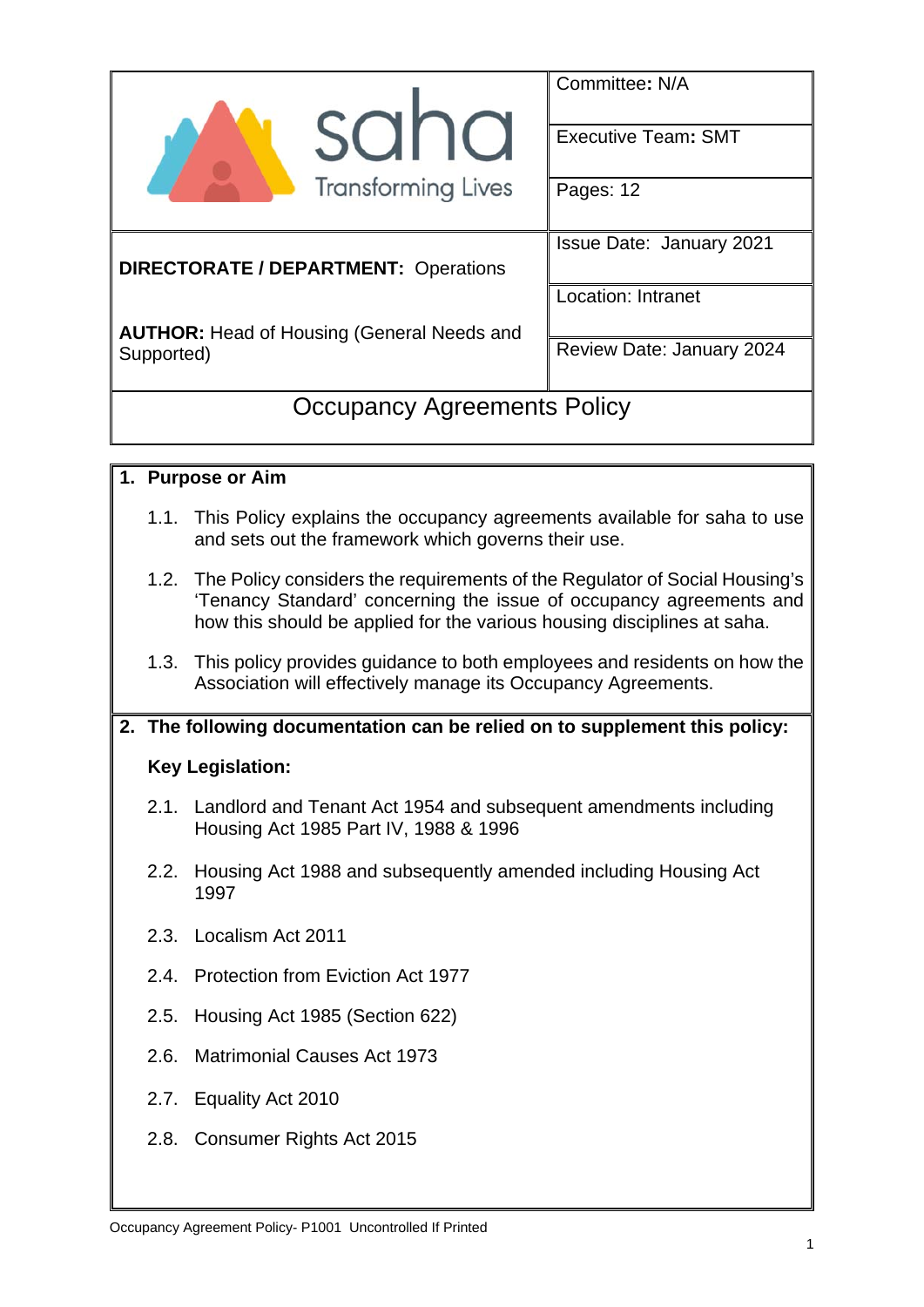| saha Transforming Lives | Committee: N/A |
|---|---|
| | Executive Team: SMT |
| | Pages: 12 |
| **DIRECTORATE / DEPARTMENT:** Operations | Issue Date: January 2021 |
| | Location: Intranet |
| **AUTHOR:** Head of Housing (General Needs and Supported) | Review Date: January 2024 |

# Occupancy Agreements Policy

## 1. Purpose or Aim

1.1. This Policy explains the occupancy agreements available for saha to use and sets out the framework which governs their use.

1.2. The Policy considers the requirements of the Regulator of Social Housing's 'Tenancy Standard' concerning the issue of occupancy agreements and how this should be applied for the various housing disciplines at saha.

1.3. This policy provides guidance to both employees and residents on how the Association will effectively manage its Occupancy Agreements.

## 2. The following documentation can be relied on to supplement this policy:

**Key Legislation:**

2.1. Landlord and Tenant Act 1954 and subsequent amendments including Housing Act 1985 Part IV, 1988 & 1996

2.2. Housing Act 1988 and subsequently amended including Housing Act 1997

2.3. Localism Act 2011

2.4. Protection from Eviction Act 1977

2.5. Housing Act 1985 (Section 622)

2.6. Matrimonial Causes Act 1973

2.7. Equality Act 2010

2.8. Consumer Rights Act 2015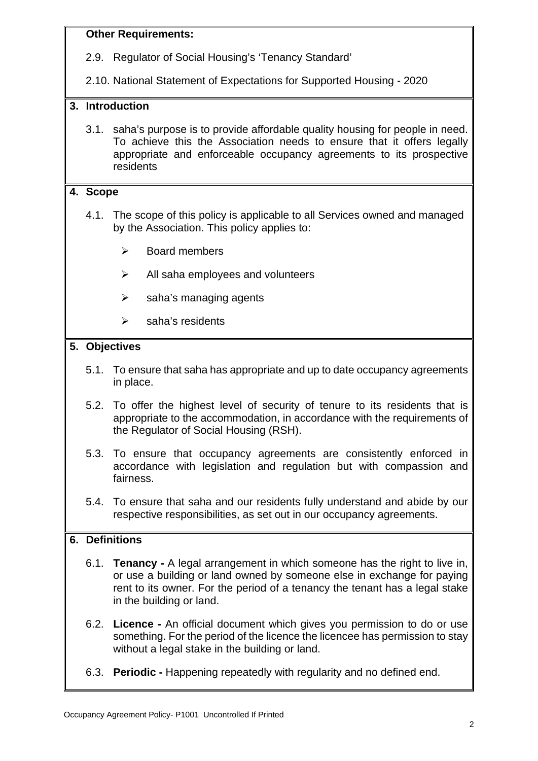**Other Requirements:**

2.9. Regulator of Social Housing's 'Tenancy Standard'

2.10. National Statement of Expectations for Supported Housing - 2020

## 3. Introduction

3.1. saha's purpose is to provide affordable quality housing for people in need. To achieve this the Association needs to ensure that it offers legally appropriate and enforceable occupancy agreements to its prospective residents

## 4. Scope

4.1. The scope of this policy is applicable to all Services owned and managed by the Association. This policy applies to:

- Board members
- All saha employees and volunteers
- saha's managing agents
- saha's residents

## 5. Objectives

5.1. To ensure that saha has appropriate and up to date occupancy agreements in place.

5.2. To offer the highest level of security of tenure to its residents that is appropriate to the accommodation, in accordance with the requirements of the Regulator of Social Housing (RSH).

5.3. To ensure that occupancy agreements are consistently enforced in accordance with legislation and regulation but with compassion and fairness.

5.4. To ensure that saha and our residents fully understand and abide by our respective responsibilities, as set out in our occupancy agreements.

## 6. Definitions

6.1. **Tenancy -** A legal arrangement in which someone has the right to live in, or use a building or land owned by someone else in exchange for paying rent to its owner. For the period of a tenancy the tenant has a legal stake in the building or land.

6.2. **Licence -** An official document which gives you permission to do or use something. For the period of the licence the licencee has permission to stay without a legal stake in the building or land.

6.3. **Periodic -** Happening repeatedly with regularity and no defined end.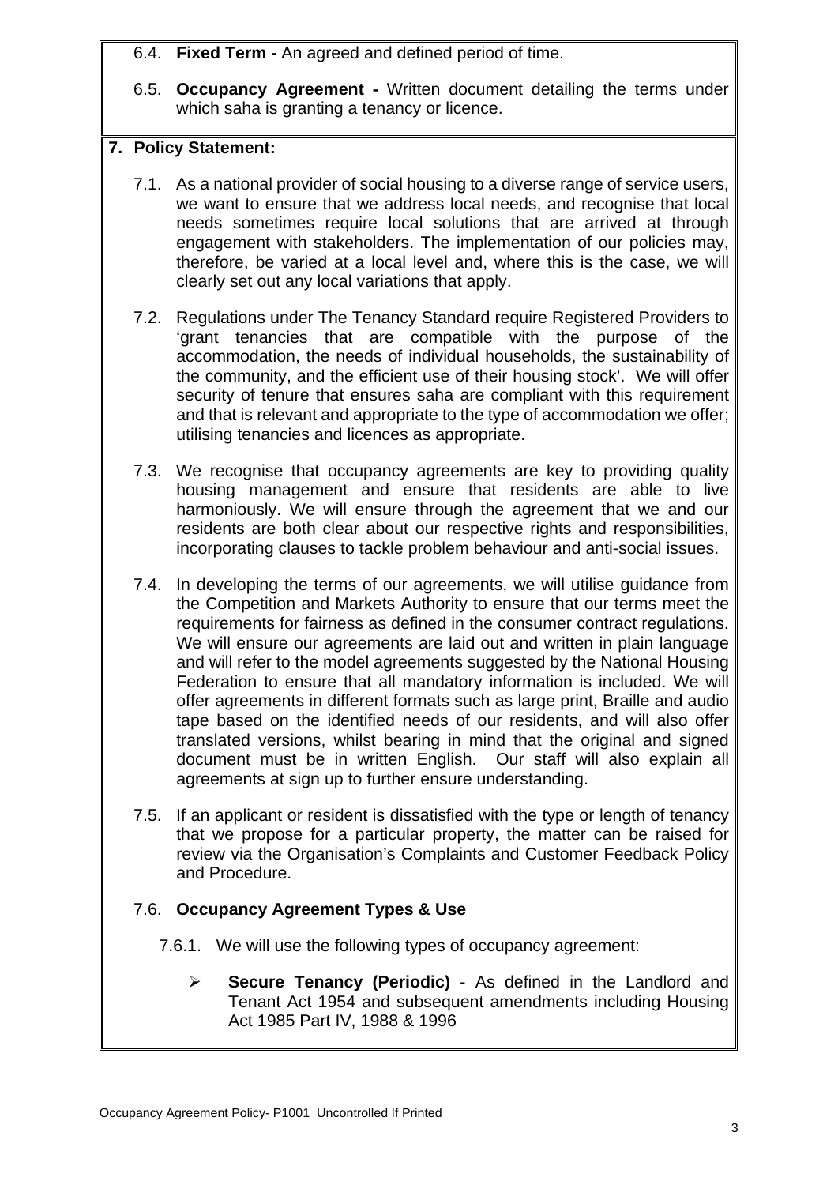6.4. **Fixed Term -** An agreed and defined period of time.

6.5. **Occupancy Agreement -** Written document detailing the terms under which saha is granting a tenancy or licence.

## 7. Policy Statement:

7.1. As a national provider of social housing to a diverse range of service users, we want to ensure that we address local needs, and recognise that local needs sometimes require local solutions that are arrived at through engagement with stakeholders. The implementation of our policies may, therefore, be varied at a local level and, where this is the case, we will clearly set out any local variations that apply.

7.2. Regulations under The Tenancy Standard require Registered Providers to 'grant tenancies that are compatible with the purpose of the accommodation, the needs of individual households, the sustainability of the community, and the efficient use of their housing stock'. We will offer security of tenure that ensures saha are compliant with this requirement and that is relevant and appropriate to the type of accommodation we offer; utilising tenancies and licences as appropriate.

7.3. We recognise that occupancy agreements are key to providing quality housing management and ensure that residents are able to live harmoniously. We will ensure through the agreement that we and our residents are both clear about our respective rights and responsibilities, incorporating clauses to tackle problem behaviour and anti-social issues.

7.4. In developing the terms of our agreements, we will utilise guidance from the Competition and Markets Authority to ensure that our terms meet the requirements for fairness as defined in the consumer contract regulations. We will ensure our agreements are laid out and written in plain language and will refer to the model agreements suggested by the National Housing Federation to ensure that all mandatory information is included. We will offer agreements in different formats such as large print, Braille and audio tape based on the identified needs of our residents, and will also offer translated versions, whilst bearing in mind that the original and signed document must be in written English. Our staff will also explain all agreements at sign up to further ensure understanding.

7.5. If an applicant or resident is dissatisfied with the type or length of tenancy that we propose for a particular property, the matter can be raised for review via the Organisation's Complaints and Customer Feedback Policy and Procedure.

### 7.6. Occupancy Agreement Types & Use

7.6.1. We will use the following types of occupancy agreement:

- **Secure Tenancy (Periodic)** - As defined in the Landlord and Tenant Act 1954 and subsequent amendments including Housing Act 1985 Part IV, 1988 & 1996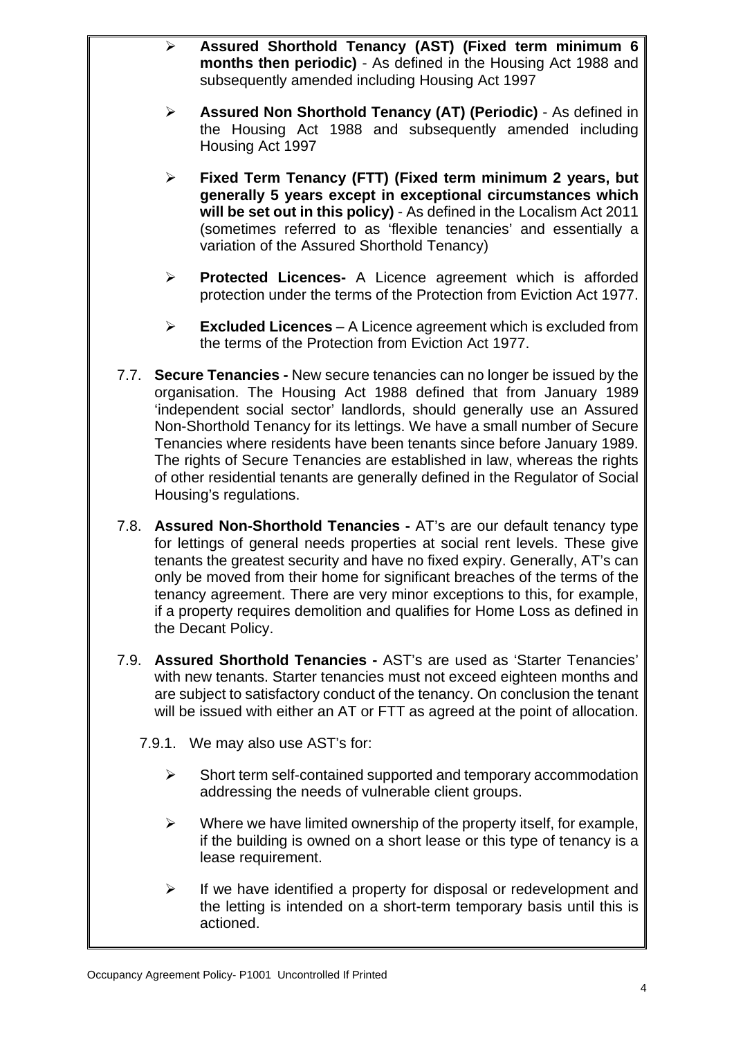- **Assured Shorthold Tenancy (AST) (Fixed term minimum 6 months then periodic)** - As defined in the Housing Act 1988 and subsequently amended including Housing Act 1997

- **Assured Non Shorthold Tenancy (AT) (Periodic)** - As defined in the Housing Act 1988 and subsequently amended including Housing Act 1997

- **Fixed Term Tenancy (FTT) (Fixed term minimum 2 years, but generally 5 years except in exceptional circumstances which will be set out in this policy)** - As defined in the Localism Act 2011 (sometimes referred to as 'flexible tenancies' and essentially a variation of the Assured Shorthold Tenancy)

- **Protected Licences-** A Licence agreement which is afforded protection under the terms of the Protection from Eviction Act 1977.

- **Excluded Licences** – A Licence agreement which is excluded from the terms of the Protection from Eviction Act 1977.

7.7. **Secure Tenancies -** New secure tenancies can no longer be issued by the organisation. The Housing Act 1988 defined that from January 1989 'independent social sector' landlords, should generally use an Assured Non-Shorthold Tenancy for its lettings. We have a small number of Secure Tenancies where residents have been tenants since before January 1989. The rights of Secure Tenancies are established in law, whereas the rights of other residential tenants are generally defined in the Regulator of Social Housing's regulations.

7.8. **Assured Non-Shorthold Tenancies -** AT's are our default tenancy type for lettings of general needs properties at social rent levels. These give tenants the greatest security and have no fixed expiry. Generally, AT's can only be moved from their home for significant breaches of the terms of the tenancy agreement. There are very minor exceptions to this, for example, if a property requires demolition and qualifies for Home Loss as defined in the Decant Policy.

7.9. **Assured Shorthold Tenancies -** AST's are used as 'Starter Tenancies' with new tenants. Starter tenancies must not exceed eighteen months and are subject to satisfactory conduct of the tenancy. On conclusion the tenant will be issued with either an AT or FTT as agreed at the point of allocation.

7.9.1. We may also use AST's for:

- Short term self-contained supported and temporary accommodation addressing the needs of vulnerable client groups.

- Where we have limited ownership of the property itself, for example, if the building is owned on a short lease or this type of tenancy is a lease requirement.

- If we have identified a property for disposal or redevelopment and the letting is intended on a short-term temporary basis until this is actioned.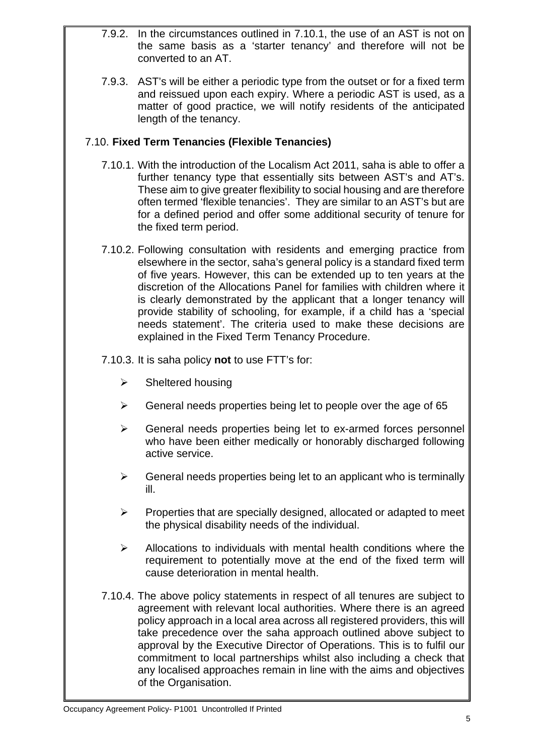7.9.2. In the circumstances outlined in 7.10.1, the use of an AST is not on the same basis as a 'starter tenancy' and therefore will not be converted to an AT.

7.9.3. AST's will be either a periodic type from the outset or for a fixed term and reissued upon each expiry. Where a periodic AST is used, as a matter of good practice, we will notify residents of the anticipated length of the tenancy.

## 7.10. **Fixed Term Tenancies (Flexible Tenancies)**

7.10.1. With the introduction of the Localism Act 2011, saha is able to offer a further tenancy type that essentially sits between AST's and AT's. These aim to give greater flexibility to social housing and are therefore often termed 'flexible tenancies'. They are similar to an AST's but are for a defined period and offer some additional security of tenure for the fixed term period.

7.10.2. Following consultation with residents and emerging practice from elsewhere in the sector, saha's general policy is a standard fixed term of five years. However, this can be extended up to ten years at the discretion of the Allocations Panel for families with children where it is clearly demonstrated by the applicant that a longer tenancy will provide stability of schooling, for example, if a child has a 'special needs statement'. The criteria used to make these decisions are explained in the Fixed Term Tenancy Procedure.

7.10.3. It is saha policy **not** to use FTT's for:

- Sheltered housing
- General needs properties being let to people over the age of 65
- General needs properties being let to ex-armed forces personnel who have been either medically or honorably discharged following active service.
- General needs properties being let to an applicant who is terminally ill.
- Properties that are specially designed, allocated or adapted to meet the physical disability needs of the individual.
- Allocations to individuals with mental health conditions where the requirement to potentially move at the end of the fixed term will cause deterioration in mental health.

7.10.4. The above policy statements in respect of all tenures are subject to agreement with relevant local authorities. Where there is an agreed policy approach in a local area across all registered providers, this will take precedence over the saha approach outlined above subject to approval by the Executive Director of Operations. This is to fulfil our commitment to local partnerships whilst also including a check that any localised approaches remain in line with the aims and objectives of the Organisation.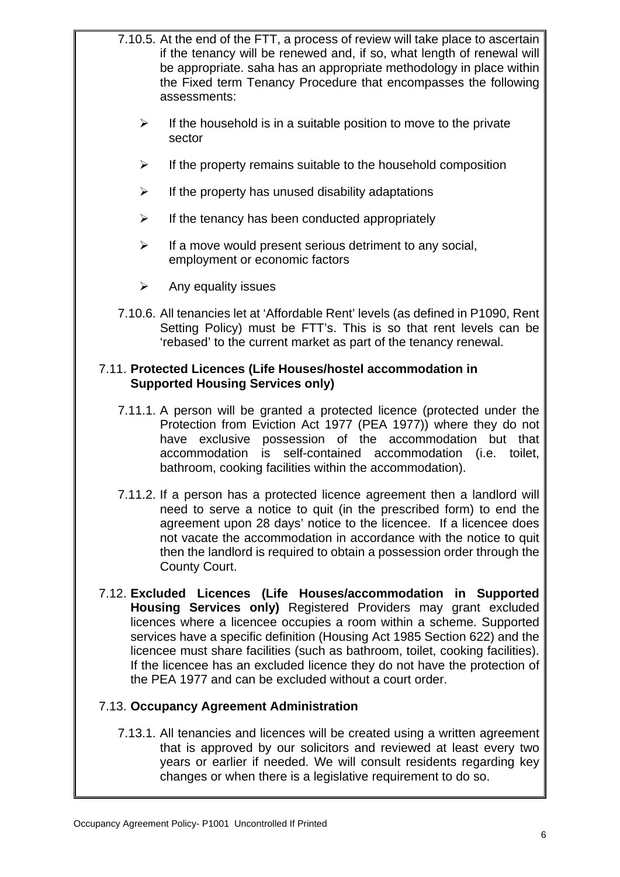7.10.5. At the end of the FTT, a process of review will take place to ascertain if the tenancy will be renewed and, if so, what length of renewal will be appropriate. saha has an appropriate methodology in place within the Fixed term Tenancy Procedure that encompasses the following assessments:

- If the household is in a suitable position to move to the private sector
- If the property remains suitable to the household composition
- If the property has unused disability adaptations
- If the tenancy has been conducted appropriately
- If a move would present serious detriment to any social, employment or economic factors
- Any equality issues

7.10.6. All tenancies let at 'Affordable Rent' levels (as defined in P1090, Rent Setting Policy) must be FTT's. This is so that rent levels can be 'rebased' to the current market as part of the tenancy renewal.

### 7.11. Protected Licences (Life Houses/hostel accommodation in Supported Housing Services only)

7.11.1. A person will be granted a protected licence (protected under the Protection from Eviction Act 1977 (PEA 1977)) where they do not have exclusive possession of the accommodation but that accommodation is self-contained accommodation (i.e. toilet, bathroom, cooking facilities within the accommodation).

7.11.2. If a person has a protected licence agreement then a landlord will need to serve a notice to quit (in the prescribed form) to end the agreement upon 28 days' notice to the licencee. If a licencee does not vacate the accommodation in accordance with the notice to quit then the landlord is required to obtain a possession order through the County Court.

7.12. **Excluded Licences (Life Houses/accommodation in Supported Housing Services only)** Registered Providers may grant excluded licences where a licencee occupies a room within a scheme. Supported services have a specific definition (Housing Act 1985 Section 622) and the licencee must share facilities (such as bathroom, toilet, cooking facilities). If the licencee has an excluded licence they do not have the protection of the PEA 1977 and can be excluded without a court order.

### 7.13. Occupancy Agreement Administration

7.13.1. All tenancies and licences will be created using a written agreement that is approved by our solicitors and reviewed at least every two years or earlier if needed. We will consult residents regarding key changes or when there is a legislative requirement to do so.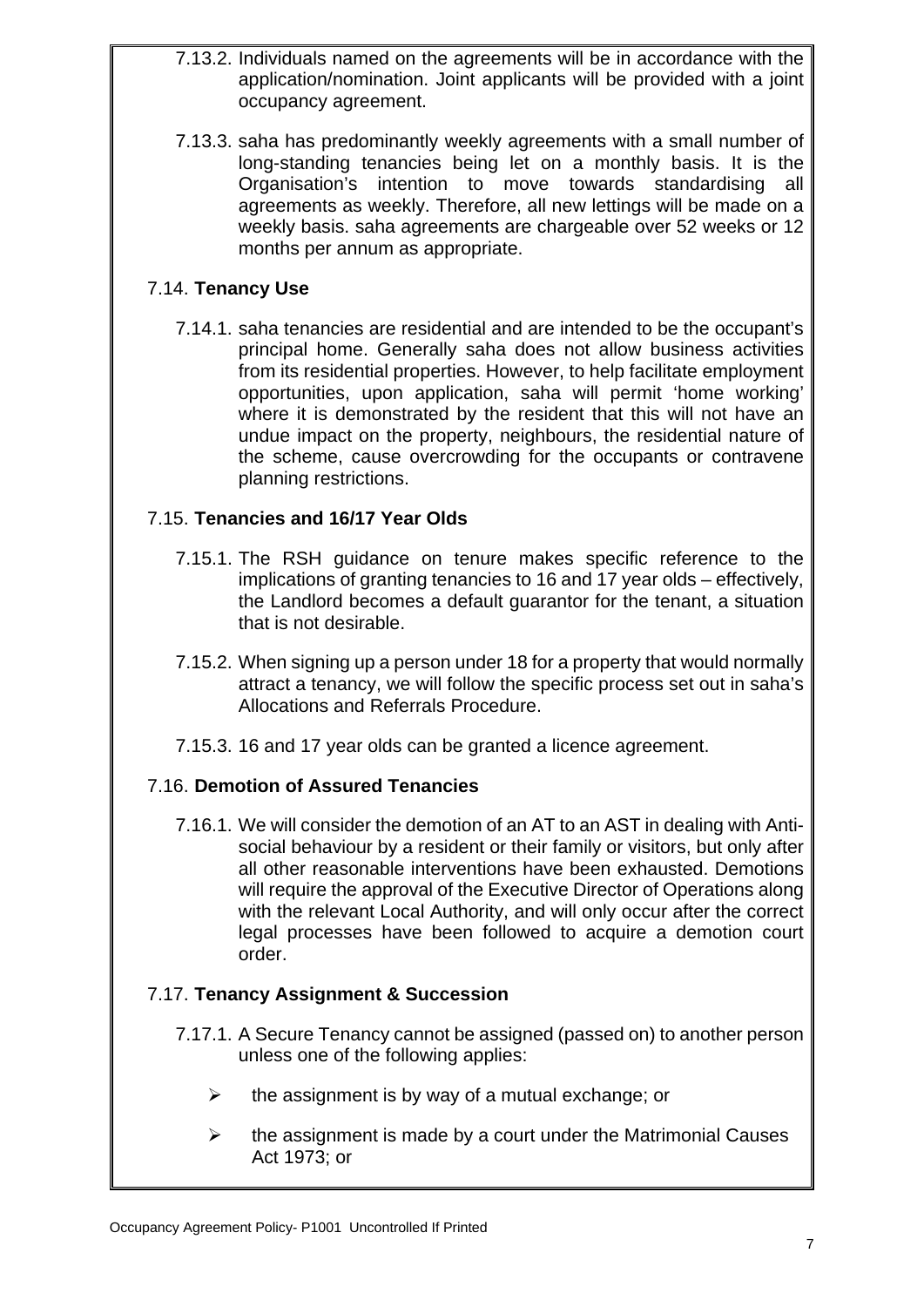7.13.2. Individuals named on the agreements will be in accordance with the application/nomination. Joint applicants will be provided with a joint occupancy agreement.

7.13.3. saha has predominantly weekly agreements with a small number of long-standing tenancies being let on a monthly basis. It is the Organisation's intention to move towards standardising all agreements as weekly. Therefore, all new lettings will be made on a weekly basis. saha agreements are chargeable over 52 weeks or 12 months per annum as appropriate.

### 7.14. **Tenancy Use**

7.14.1. saha tenancies are residential and are intended to be the occupant's principal home. Generally saha does not allow business activities from its residential properties. However, to help facilitate employment opportunities, upon application, saha will permit 'home working' where it is demonstrated by the resident that this will not have an undue impact on the property, neighbours, the residential nature of the scheme, cause overcrowding for the occupants or contravene planning restrictions.

### 7.15. **Tenancies and 16/17 Year Olds**

7.15.1. The RSH guidance on tenure makes specific reference to the implications of granting tenancies to 16 and 17 year olds – effectively, the Landlord becomes a default guarantor for the tenant, a situation that is not desirable.

7.15.2. When signing up a person under 18 for a property that would normally attract a tenancy, we will follow the specific process set out in saha's Allocations and Referrals Procedure.

7.15.3. 16 and 17 year olds can be granted a licence agreement.

### 7.16. **Demotion of Assured Tenancies**

7.16.1. We will consider the demotion of an AT to an AST in dealing with Anti-social behaviour by a resident or their family or visitors, but only after all other reasonable interventions have been exhausted. Demotions will require the approval of the Executive Director of Operations along with the relevant Local Authority, and will only occur after the correct legal processes have been followed to acquire a demotion court order.

### 7.17. **Tenancy Assignment & Succession**

7.17.1. A Secure Tenancy cannot be assigned (passed on) to another person unless one of the following applies:

- the assignment is by way of a mutual exchange; or
- the assignment is made by a court under the Matrimonial Causes Act 1973; or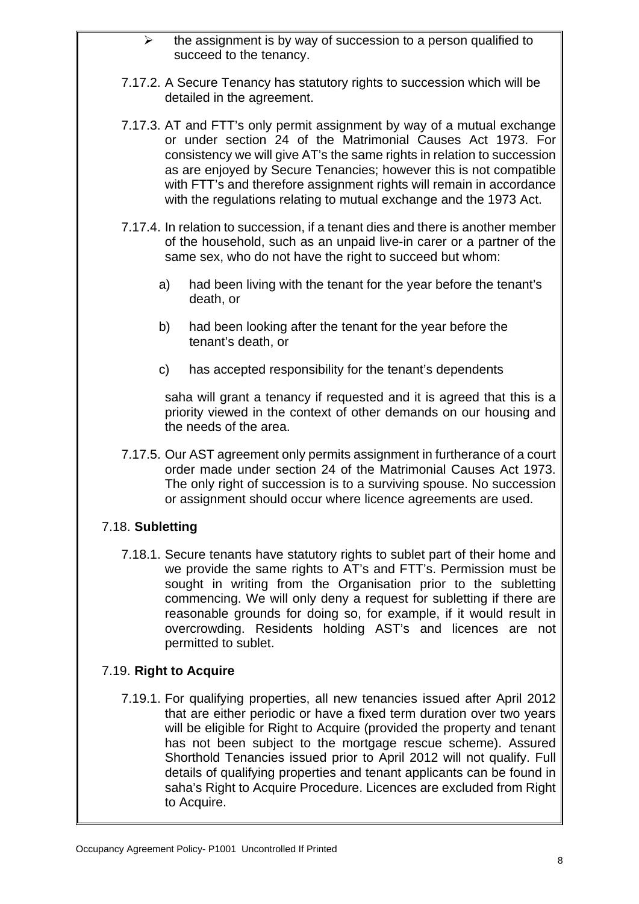- the assignment is by way of succession to a person qualified to succeed to the tenancy.

7.17.2. A Secure Tenancy has statutory rights to succession which will be detailed in the agreement.

7.17.3. AT and FTT's only permit assignment by way of a mutual exchange or under section 24 of the Matrimonial Causes Act 1973. For consistency we will give AT's the same rights in relation to succession as are enjoyed by Secure Tenancies; however this is not compatible with FTT's and therefore assignment rights will remain in accordance with the regulations relating to mutual exchange and the 1973 Act.

7.17.4. In relation to succession, if a tenant dies and there is another member of the household, such as an unpaid live-in carer or a partner of the same sex, who do not have the right to succeed but whom:

a) had been living with the tenant for the year before the tenant's death, or

b) had been looking after the tenant for the year before the tenant's death, or

c) has accepted responsibility for the tenant's dependents

saha will grant a tenancy if requested and it is agreed that this is a priority viewed in the context of other demands on our housing and the needs of the area.

7.17.5. Our AST agreement only permits assignment in furtherance of a court order made under section 24 of the Matrimonial Causes Act 1973. The only right of succession is to a surviving spouse. No succession or assignment should occur where licence agreements are used.

### 7.18. **Subletting**

7.18.1. Secure tenants have statutory rights to sublet part of their home and we provide the same rights to AT's and FTT's. Permission must be sought in writing from the Organisation prior to the subletting commencing. We will only deny a request for subletting if there are reasonable grounds for doing so, for example, if it would result in overcrowding. Residents holding AST's and licences are not permitted to sublet.

### 7.19. **Right to Acquire**

7.19.1. For qualifying properties, all new tenancies issued after April 2012 that are either periodic or have a fixed term duration over two years will be eligible for Right to Acquire (provided the property and tenant has not been subject to the mortgage rescue scheme). Assured Shorthold Tenancies issued prior to April 2012 will not qualify. Full details of qualifying properties and tenant applicants can be found in saha's Right to Acquire Procedure. Licences are excluded from Right to Acquire.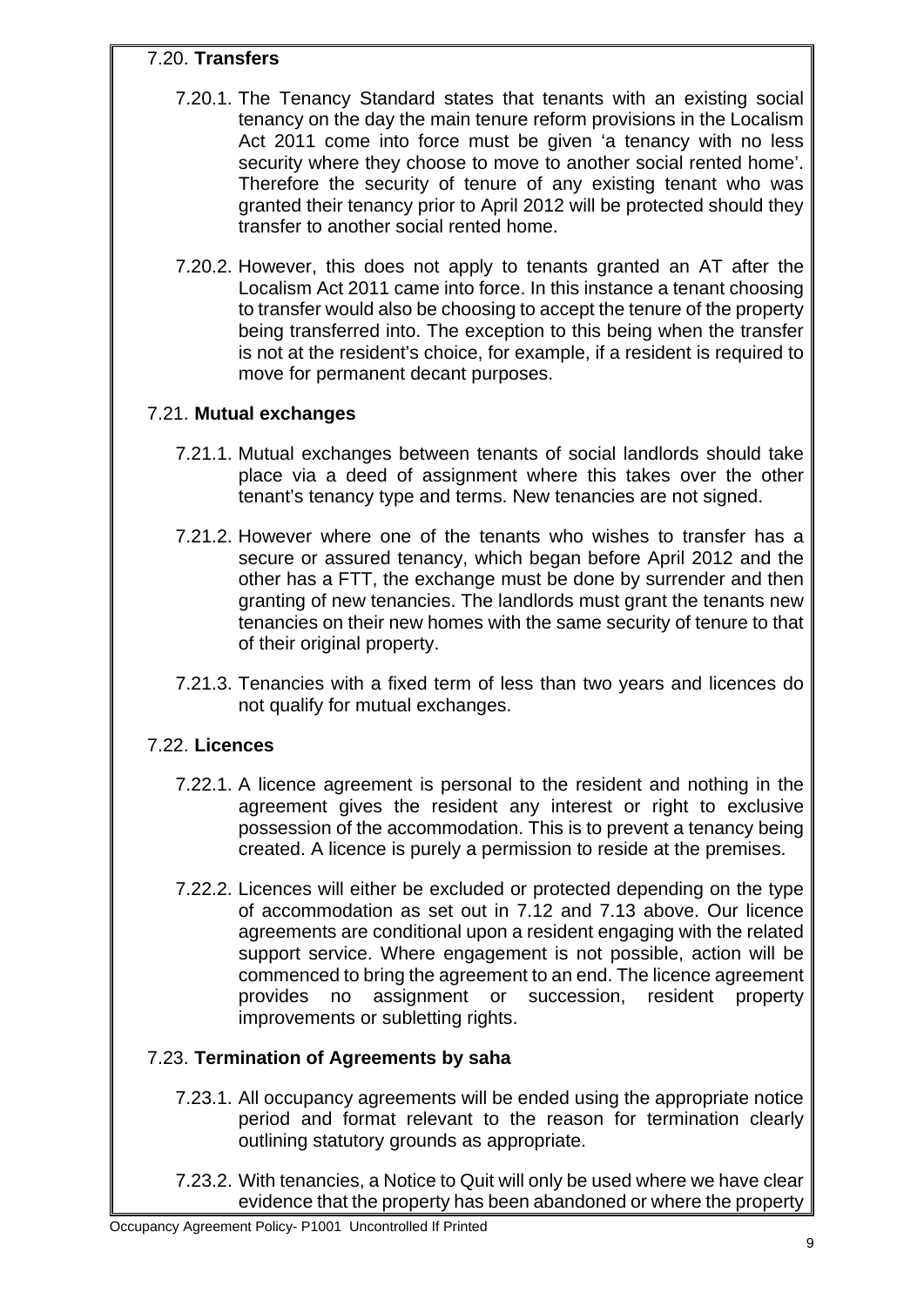### 7.20. **Transfers**

7.20.1. The Tenancy Standard states that tenants with an existing social tenancy on the day the main tenure reform provisions in the Localism Act 2011 come into force must be given 'a tenancy with no less security where they choose to move to another social rented home'. Therefore the security of tenure of any existing tenant who was granted their tenancy prior to April 2012 will be protected should they transfer to another social rented home.

7.20.2. However, this does not apply to tenants granted an AT after the Localism Act 2011 came into force. In this instance a tenant choosing to transfer would also be choosing to accept the tenure of the property being transferred into. The exception to this being when the transfer is not at the resident's choice, for example, if a resident is required to move for permanent decant purposes.

### 7.21. **Mutual exchanges**

7.21.1. Mutual exchanges between tenants of social landlords should take place via a deed of assignment where this takes over the other tenant's tenancy type and terms. New tenancies are not signed.

7.21.2. However where one of the tenants who wishes to transfer has a secure or assured tenancy, which began before April 2012 and the other has a FTT, the exchange must be done by surrender and then granting of new tenancies. The landlords must grant the tenants new tenancies on their new homes with the same security of tenure to that of their original property.

7.21.3. Tenancies with a fixed term of less than two years and licences do not qualify for mutual exchanges.

### 7.22. **Licences**

7.22.1. A licence agreement is personal to the resident and nothing in the agreement gives the resident any interest or right to exclusive possession of the accommodation. This is to prevent a tenancy being created. A licence is purely a permission to reside at the premises.

7.22.2. Licences will either be excluded or protected depending on the type of accommodation as set out in 7.12 and 7.13 above. Our licence agreements are conditional upon a resident engaging with the related support service. Where engagement is not possible, action will be commenced to bring the agreement to an end. The licence agreement provides no assignment or succession, resident property improvements or subletting rights.

### 7.23. **Termination of Agreements by saha**

7.23.1. All occupancy agreements will be ended using the appropriate notice period and format relevant to the reason for termination clearly outlining statutory grounds as appropriate.

7.23.2. With tenancies, a Notice to Quit will only be used where we have clear evidence that the property has been abandoned or where the property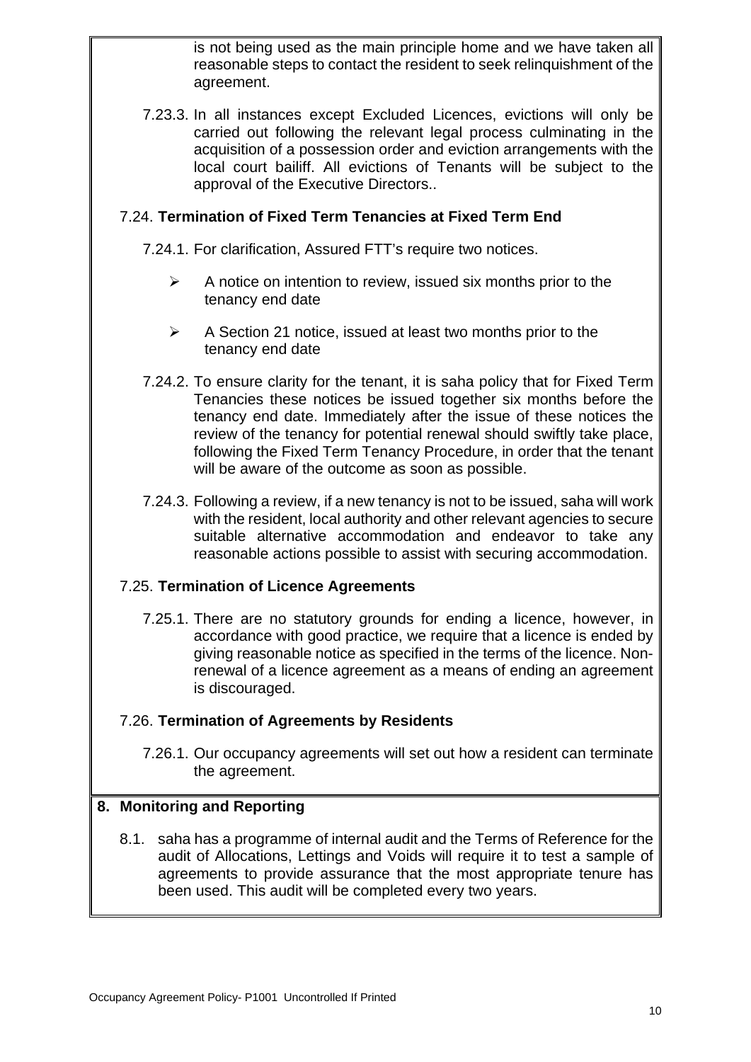is not being used as the main principle home and we have taken all reasonable steps to contact the resident to seek relinquishment of the agreement.

7.23.3. In all instances except Excluded Licences, evictions will only be carried out following the relevant legal process culminating in the acquisition of a possession order and eviction arrangements with the local court bailiff. All evictions of Tenants will be subject to the approval of the Executive Directors..

### 7.24. Termination of Fixed Term Tenancies at Fixed Term End

7.24.1. For clarification, Assured FTT's require two notices.

- A notice on intention to review, issued six months prior to the tenancy end date
- A Section 21 notice, issued at least two months prior to the tenancy end date

7.24.2. To ensure clarity for the tenant, it is saha policy that for Fixed Term Tenancies these notices be issued together six months before the tenancy end date. Immediately after the issue of these notices the review of the tenancy for potential renewal should swiftly take place, following the Fixed Term Tenancy Procedure, in order that the tenant will be aware of the outcome as soon as possible.

7.24.3. Following a review, if a new tenancy is not to be issued, saha will work with the resident, local authority and other relevant agencies to secure suitable alternative accommodation and endeavor to take any reasonable actions possible to assist with securing accommodation.

### 7.25. Termination of Licence Agreements

7.25.1. There are no statutory grounds for ending a licence, however, in accordance with good practice, we require that a licence is ended by giving reasonable notice as specified in the terms of the licence. Non-renewal of a licence agreement as a means of ending an agreement is discouraged.

### 7.26. Termination of Agreements by Residents

7.26.1. Our occupancy agreements will set out how a resident can terminate the agreement.

## 8. Monitoring and Reporting

8.1. saha has a programme of internal audit and the Terms of Reference for the audit of Allocations, Lettings and Voids will require it to test a sample of agreements to provide assurance that the most appropriate tenure has been used. This audit will be completed every two years.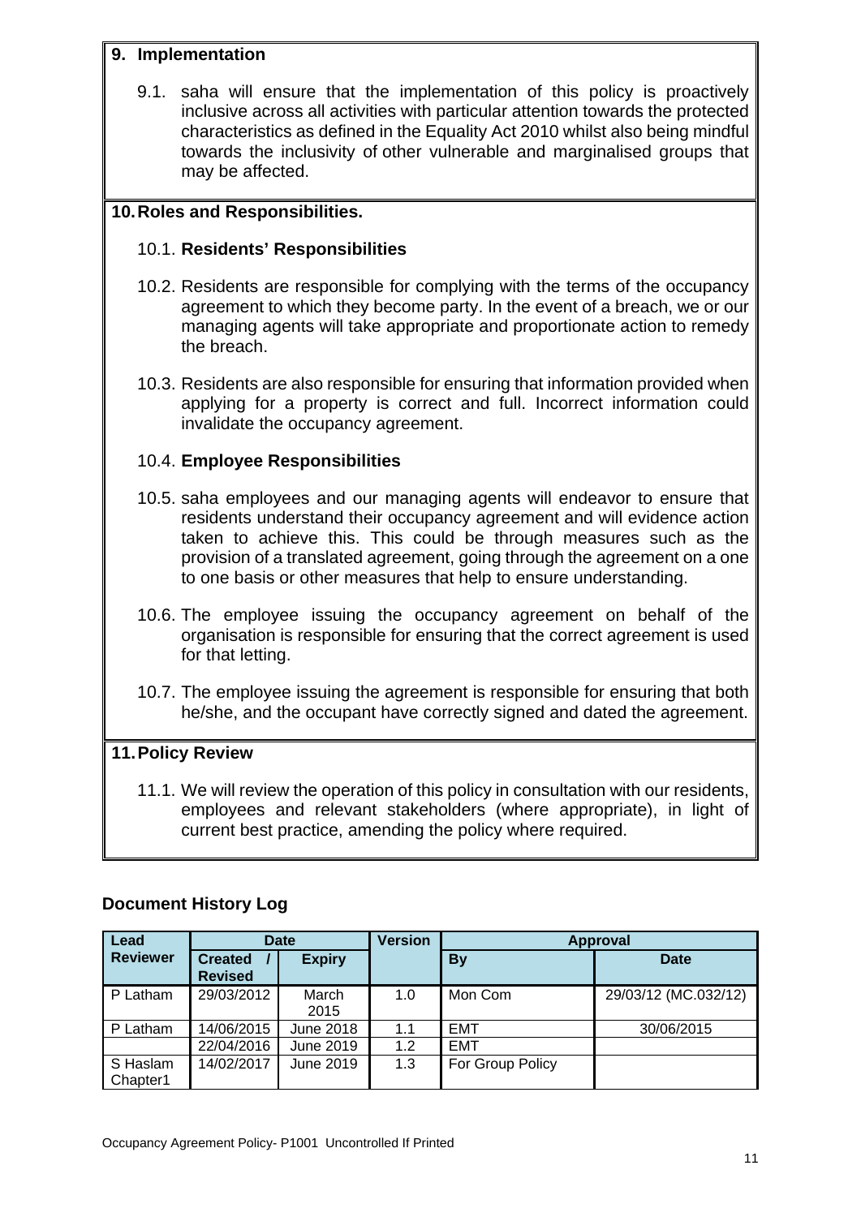## 9. Implementation

9.1. saha will ensure that the implementation of this policy is proactively inclusive across all activities with particular attention towards the protected characteristics as defined in the Equality Act 2010 whilst also being mindful towards the inclusivity of other vulnerable and marginalised groups that may be affected.

## 10. Roles and Responsibilities.

10.1. **Residents' Responsibilities**

10.2. Residents are responsible for complying with the terms of the occupancy agreement to which they become party. In the event of a breach, we or our managing agents will take appropriate and proportionate action to remedy the breach.

10.3. Residents are also responsible for ensuring that information provided when applying for a property is correct and full. Incorrect information could invalidate the occupancy agreement.

10.4. **Employee Responsibilities**

10.5. saha employees and our managing agents will endeavor to ensure that residents understand their occupancy agreement and will evidence action taken to achieve this. This could be through measures such as the provision of a translated agreement, going through the agreement on a one to one basis or other measures that help to ensure understanding.

10.6. The employee issuing the occupancy agreement on behalf of the organisation is responsible for ensuring that the correct agreement is used for that letting.

10.7. The employee issuing the agreement is responsible for ensuring that both he/she, and the occupant have correctly signed and dated the agreement.

## 11. Policy Review

11.1. We will review the operation of this policy in consultation with our residents, employees and relevant stakeholders (where appropriate), in light of current best practice, amending the policy where required.

### Document History Log

| Lead Reviewer | Date | | Version | Approval | |
|---|---|---|---|---|---|
| | Created / Revised | Expiry | | By | Date |
| P Latham | 29/03/2012 | March 2015 | 1.0 | Mon Com | 29/03/12 (MC.032/12) |
| P Latham | 14/06/2015 | June 2018 | 1.1 | EMT | 30/06/2015 |
| | 22/04/2016 | June 2019 | 1.2 | EMT | |
| S Haslam Chapter1 | 14/02/2017 | June 2019 | 1.3 | For Group Policy | |

Occupancy Agreement Policy- P1001 Uncontrolled If Printed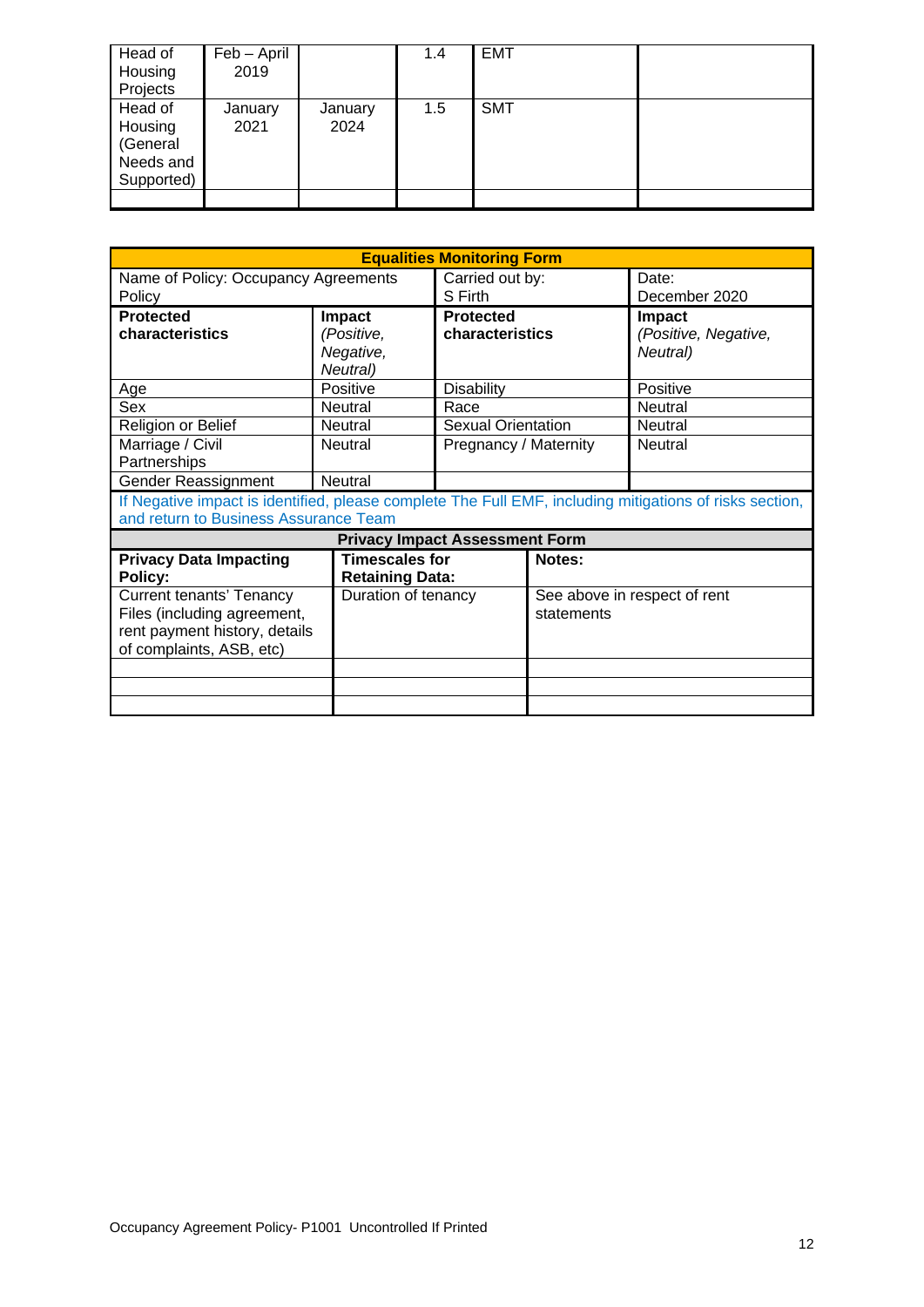| | | | | | |
|---|---|---|---|---|---|
| Head of Housing Projects | Feb – April 2019 | | 1.4 | EMT | |
| Head of Housing (General Needs and Supported) | January 2021 | January 2024 | 1.5 | SMT | |
| | | | | | |

| Equalities Monitoring Form | | | |
|---|---|---|---|
| Name of Policy: Occupancy Agreements Policy | | Carried out by: S Firth | Date: December 2020 |
| **Protected characteristics** | **Impact** *(Positive, Negative, Neutral)* | **Protected characteristics** | **Impact** *(Positive, Negative, Neutral)* |
| Age | Positive | Disability | Positive |
| Sex | Neutral | Race | Neutral |
| Religion or Belief | Neutral | Sexual Orientation | Neutral |
| Marriage / Civil Partnerships | Neutral | Pregnancy / Maternity | Neutral |
| Gender Reassignment | Neutral | | |
| If Negative impact is identified, please complete The Full EMF, including mitigations of risks section, and return to Business Assurance Team | | | |

| Privacy Impact Assessment Form | | |
|---|---|---|
| **Privacy Data Impacting Policy:** | **Timescales for Retaining Data:** | **Notes:** |
| Current tenants' Tenancy Files (including agreement, rent payment history, details of complaints, ASB, etc) | Duration of tenancy | See above in respect of rent statements |
| | | |
| | | |
| | | |

Occupancy Agreement Policy- P1001 Uncontrolled If Printed